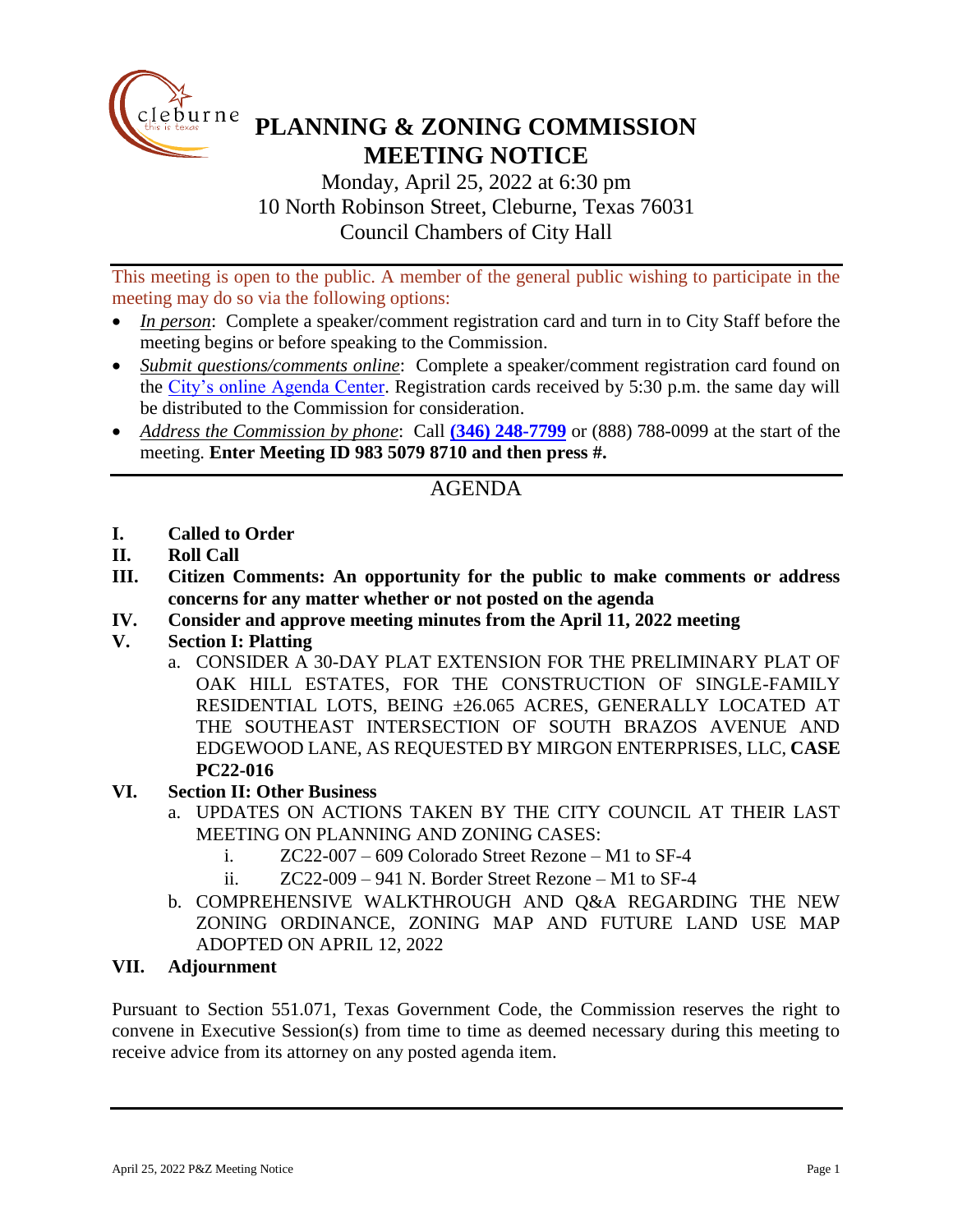# PLANNING & ZONING COMMISSION MEETING NOTICE

Monday, April 25, 2022 at 6:30 pm
10 North Robinson Street, Cleburne, Texas 76031
Council Chambers of City Hall

---

This meeting is open to the public. A member of the general public wishing to participate in the meeting may do so via the following options:

- *In person*: Complete a speaker/comment registration card and turn in to City Staff before the meeting begins or before speaking to the Commission.
- *Submit questions/comments online*: Complete a speaker/comment registration card found on the City's online Agenda Center. Registration cards received by 5:30 p.m. the same day will be distributed to the Commission for consideration.
- *Address the Commission by phone*: Call **(346) 248-7799** or (888) 788-0099 at the start of the meeting. **Enter Meeting ID 983 5079 8710 and then press #.**

---

## AGENDA

**I. Called to Order**

**II. Roll Call**

**III. Citizen Comments: An opportunity for the public to make comments or address concerns for any matter whether or not posted on the agenda**

**IV. Consider and approve meeting minutes from the April 11, 2022 meeting**

**V. Section I: Platting**

a. CONSIDER A 30-DAY PLAT EXTENSION FOR THE PRELIMINARY PLAT OF OAK HILL ESTATES, FOR THE CONSTRUCTION OF SINGLE-FAMILY RESIDENTIAL LOTS, BEING ±26.065 ACRES, GENERALLY LOCATED AT THE SOUTHEAST INTERSECTION OF SOUTH BRAZOS AVENUE AND EDGEWOOD LANE, AS REQUESTED BY MIRGON ENTERPRISES, LLC, **CASE PC22-016**

**VI. Section II: Other Business**

a. UPDATES ON ACTIONS TAKEN BY THE CITY COUNCIL AT THEIR LAST MEETING ON PLANNING AND ZONING CASES:
   i. ZC22-007 – 609 Colorado Street Rezone – M1 to SF-4
   ii. ZC22-009 – 941 N. Border Street Rezone – M1 to SF-4

b. COMPREHENSIVE WALKTHROUGH AND Q&A REGARDING THE NEW ZONING ORDINANCE, ZONING MAP AND FUTURE LAND USE MAP ADOPTED ON APRIL 12, 2022

**VII. Adjournment**

Pursuant to Section 551.071, Texas Government Code, the Commission reserves the right to convene in Executive Session(s) from time to time as deemed necessary during this meeting to receive advice from its attorney on any posted agenda item.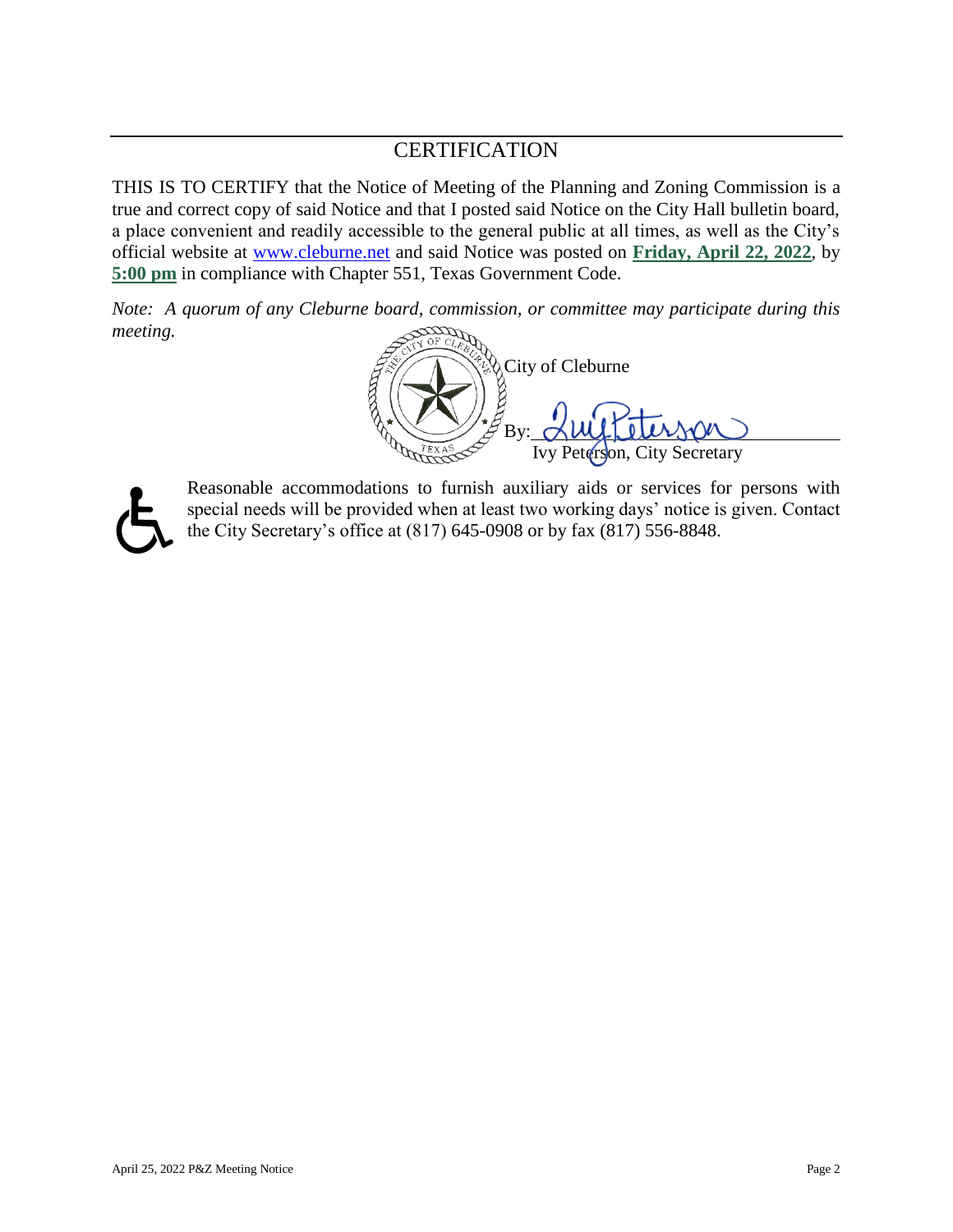# CERTIFICATION

THIS IS TO CERTIFY that the Notice of Meeting of the Planning and Zoning Commission is a true and correct copy of said Notice and that I posted said Notice on the City Hall bulletin board, a place convenient and readily accessible to the general public at all times, as well as the City's official website at www.cleburne.net and said Notice was posted on **Friday, April 22, 2022**, by **5:00 pm** in compliance with Chapter 551, Texas Government Code.

*Note: A quorum of any Cleburne board, commission, or committee may participate during this meeting.*

City of Cleburne

By: Ivy Peterson
Ivy Peterson, City Secretary

Reasonable accommodations to furnish auxiliary aids or services for persons with special needs will be provided when at least two working days' notice is given. Contact the City Secretary's office at (817) 645-0908 or by fax (817) 556-8848.